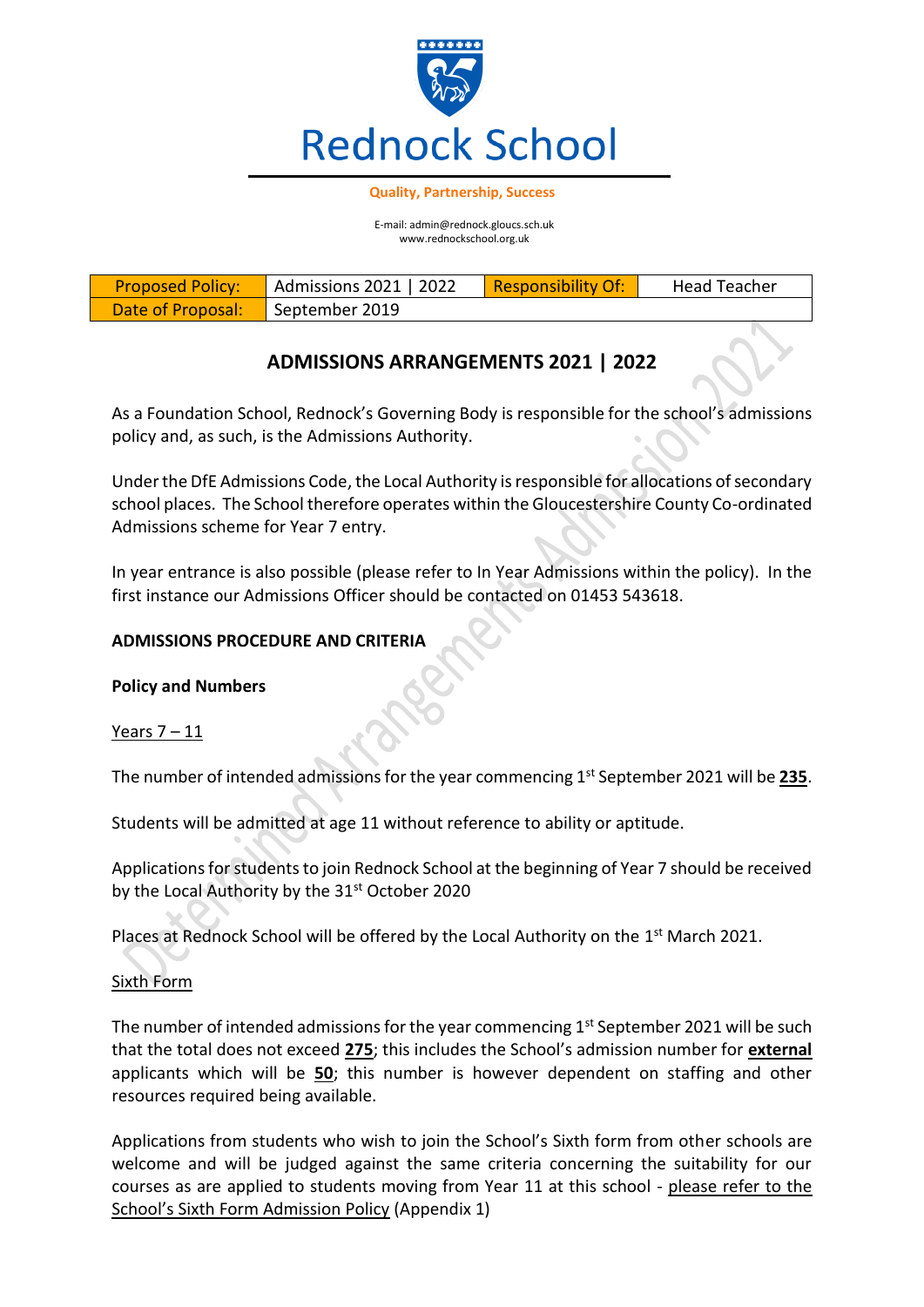# Rednock School

**Quality, Partnership, Success**

E-mail: admin@rednock.gloucs.sch.uk
www.rednockschool.org.uk

| Proposed Policy: | Admissions 2021 \| 2022 | Responsibility Of: | Head Teacher |
|---|---|---|---|
| Date of Proposal: | September 2019 | | |

## ADMISSIONS ARRANGEMENTS 2021 | 2022

As a Foundation School, Rednock's Governing Body is responsible for the school's admissions policy and, as such, is the Admissions Authority.

Under the DfE Admissions Code, the Local Authority is responsible for allocations of secondary school places. The School therefore operates within the Gloucestershire County Co-ordinated Admissions scheme for Year 7 entry.

In year entrance is also possible (please refer to In Year Admissions within the policy). In the first instance our Admissions Officer should be contacted on 01453 543618.

### ADMISSIONS PROCEDURE AND CRITERIA

**Policy and Numbers**

Years 7 – 11

The number of intended admissions for the year commencing 1st September 2021 will be **235**.

Students will be admitted at age 11 without reference to ability or aptitude.

Applications for students to join Rednock School at the beginning of Year 7 should be received by the Local Authority by the 31st October 2020

Places at Rednock School will be offered by the Local Authority on the 1st March 2021.

Sixth Form

The number of intended admissions for the year commencing 1st September 2021 will be such that the total does not exceed **275**; this includes the School's admission number for **external** applicants which will be **50**; this number is however dependent on staffing and other resources required being available.

Applications from students who wish to join the School's Sixth form from other schools are welcome and will be judged against the same criteria concerning the suitability for our courses as are applied to students moving from Year 11 at this school - please refer to the School's Sixth Form Admission Policy (Appendix 1)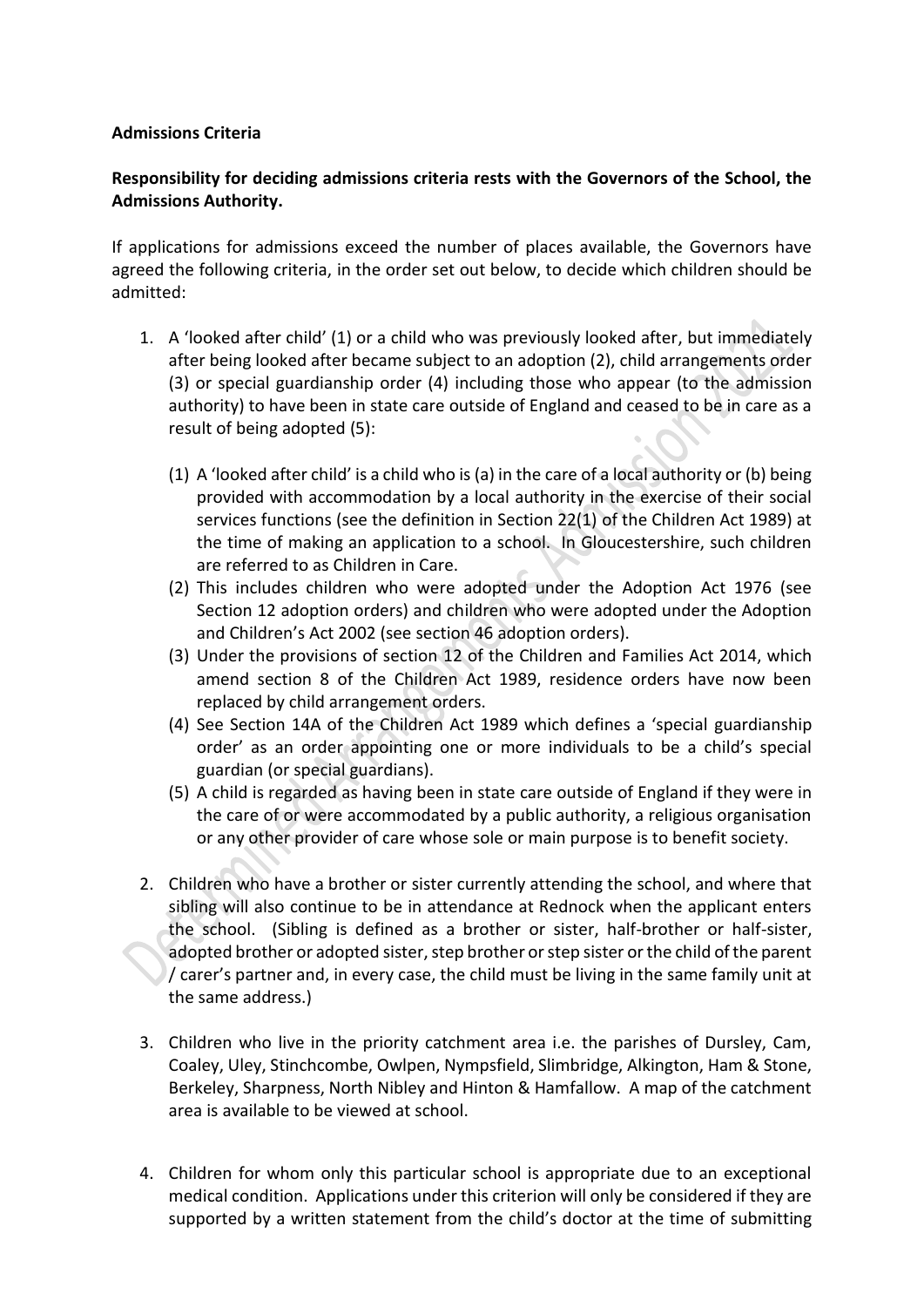**Admissions Criteria**

**Responsibility for deciding admissions criteria rests with the Governors of the School, the Admissions Authority.**

If applications for admissions exceed the number of places available, the Governors have agreed the following criteria, in the order set out below, to decide which children should be admitted:

1. A 'looked after child' (1) or a child who was previously looked after, but immediately after being looked after became subject to an adoption (2), child arrangements order (3) or special guardianship order (4) including those who appear (to the admission authority) to have been in state care outside of England and ceased to be in care as a result of being adopted (5):

    (1) A 'looked after child' is a child who is (a) in the care of a local authority or (b) being provided with accommodation by a local authority in the exercise of their social services functions (see the definition in Section 22(1) of the Children Act 1989) at the time of making an application to a school. In Gloucestershire, such children are referred to as Children in Care.

    (2) This includes children who were adopted under the Adoption Act 1976 (see Section 12 adoption orders) and children who were adopted under the Adoption and Children's Act 2002 (see section 46 adoption orders).

    (3) Under the provisions of section 12 of the Children and Families Act 2014, which amend section 8 of the Children Act 1989, residence orders have now been replaced by child arrangement orders.

    (4) See Section 14A of the Children Act 1989 which defines a 'special guardianship order' as an order appointing one or more individuals to be a child's special guardian (or special guardians).

    (5) A child is regarded as having been in state care outside of England if they were in the care of or were accommodated by a public authority, a religious organisation or any other provider of care whose sole or main purpose is to benefit society.

2. Children who have a brother or sister currently attending the school, and where that sibling will also continue to be in attendance at Rednock when the applicant enters the school. (Sibling is defined as a brother or sister, half-brother or half-sister, adopted brother or adopted sister, step brother or step sister or the child of the parent / carer's partner and, in every case, the child must be living in the same family unit at the same address.)

3. Children who live in the priority catchment area i.e. the parishes of Dursley, Cam, Coaley, Uley, Stinchcombe, Owlpen, Nympsfield, Slimbridge, Alkington, Ham & Stone, Berkeley, Sharpness, North Nibley and Hinton & Hamfallow. A map of the catchment area is available to be viewed at school.

4. Children for whom only this particular school is appropriate due to an exceptional medical condition. Applications under this criterion will only be considered if they are supported by a written statement from the child's doctor at the time of submitting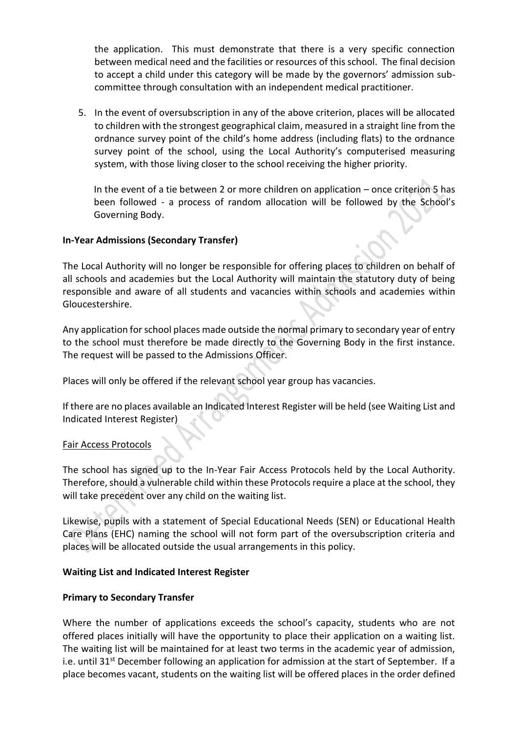the application. This must demonstrate that there is a very specific connection between medical need and the facilities or resources of this school. The final decision to accept a child under this category will be made by the governors' admission sub-committee through consultation with an independent medical practitioner.

5. In the event of oversubscription in any of the above criterion, places will be allocated to children with the strongest geographical claim, measured in a straight line from the ordnance survey point of the child's home address (including flats) to the ordnance survey point of the school, using the Local Authority's computerised measuring system, with those living closer to the school receiving the higher priority.

   In the event of a tie between 2 or more children on application – once criterion 5 has been followed - a process of random allocation will be followed by the School's Governing Body.

**In-Year Admissions (Secondary Transfer)**

The Local Authority will no longer be responsible for offering places to children on behalf of all schools and academies but the Local Authority will maintain the statutory duty of being responsible and aware of all students and vacancies within schools and academies within Gloucestershire.

Any application for school places made outside the normal primary to secondary year of entry to the school must therefore be made directly to the Governing Body in the first instance. The request will be passed to the Admissions Officer.

Places will only be offered if the relevant school year group has vacancies.

If there are no places available an Indicated Interest Register will be held (see Waiting List and Indicated Interest Register)

Fair Access Protocols

The school has signed up to the In-Year Fair Access Protocols held by the Local Authority. Therefore, should a vulnerable child within these Protocols require a place at the school, they will take precedent over any child on the waiting list.

Likewise, pupils with a statement of Special Educational Needs (SEN) or Educational Health Care Plans (EHC) naming the school will not form part of the oversubscription criteria and places will be allocated outside the usual arrangements in this policy.

**Waiting List and Indicated Interest Register**

**Primary to Secondary Transfer**

Where the number of applications exceeds the school's capacity, students who are not offered places initially will have the opportunity to place their application on a waiting list. The waiting list will be maintained for at least two terms in the academic year of admission, i.e. until 31st December following an application for admission at the start of September. If a place becomes vacant, students on the waiting list will be offered places in the order defined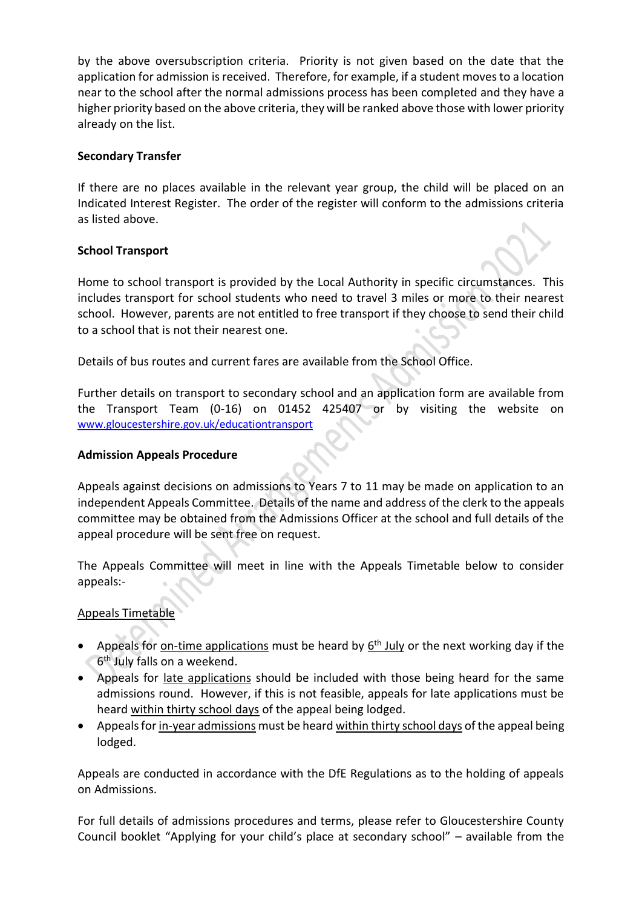by the above oversubscription criteria. Priority is not given based on the date that the application for admission is received. Therefore, for example, if a student moves to a location near to the school after the normal admissions process has been completed and they have a higher priority based on the above criteria, they will be ranked above those with lower priority already on the list.

**Secondary Transfer**

If there are no places available in the relevant year group, the child will be placed on an Indicated Interest Register. The order of the register will conform to the admissions criteria as listed above.

**School Transport**

Home to school transport is provided by the Local Authority in specific circumstances. This includes transport for school students who need to travel 3 miles or more to their nearest school. However, parents are not entitled to free transport if they choose to send their child to a school that is not their nearest one.

Details of bus routes and current fares are available from the School Office.

Further details on transport to secondary school and an application form are available from the Transport Team (0-16) on 01452 425407 or by visiting the website on www.gloucestershire.gov.uk/educationtransport

**Admission Appeals Procedure**

Appeals against decisions on admissions to Years 7 to 11 may be made on application to an independent Appeals Committee. Details of the name and address of the clerk to the appeals committee may be obtained from the Admissions Officer at the school and full details of the appeal procedure will be sent free on request.

The Appeals Committee will meet in line with the Appeals Timetable below to consider appeals:-

Appeals Timetable

- Appeals for on-time applications must be heard by 6th July or the next working day if the 6th July falls on a weekend.
- Appeals for late applications should be included with those being heard for the same admissions round. However, if this is not feasible, appeals for late applications must be heard within thirty school days of the appeal being lodged.
- Appeals for in-year admissions must be heard within thirty school days of the appeal being lodged.

Appeals are conducted in accordance with the DfE Regulations as to the holding of appeals on Admissions.

For full details of admissions procedures and terms, please refer to Gloucestershire County Council booklet "Applying for your child's place at secondary school" – available from the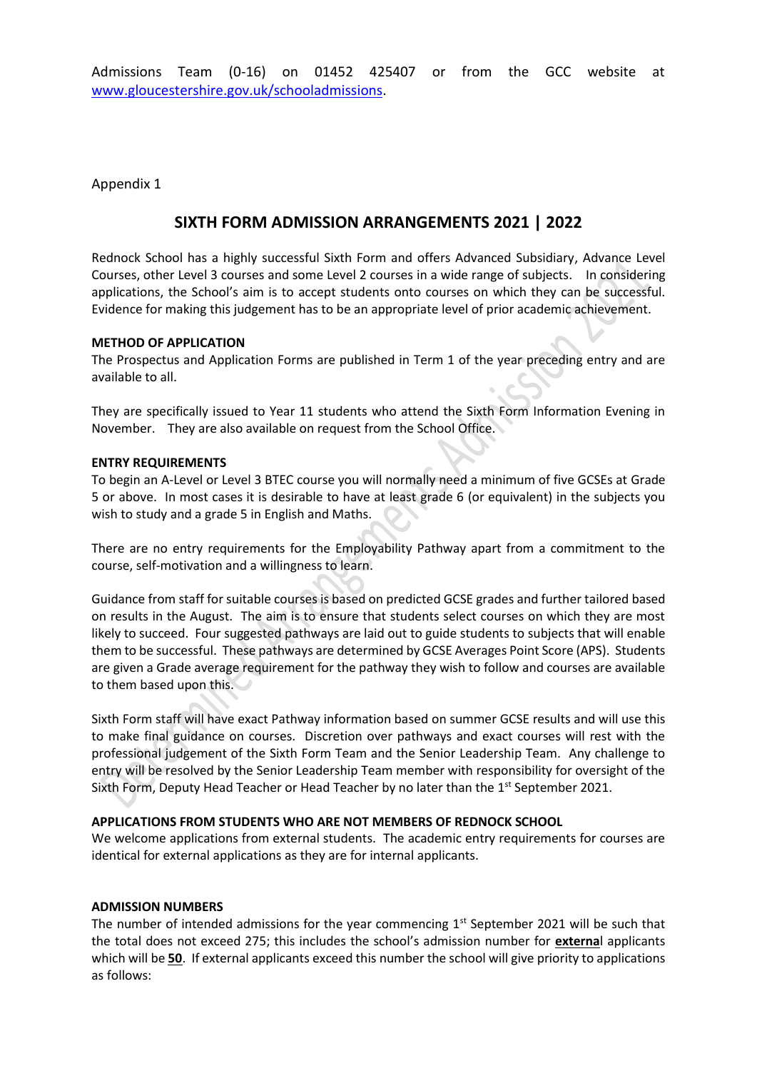Admissions Team (0-16) on 01452 425407 or from the GCC website at [www.gloucestershire.gov.uk/schooladmissions](http://www.gloucestershire.gov.uk/schooladmissions).

Appendix 1

## SIXTH FORM ADMISSION ARRANGEMENTS 2021 | 2022

Rednock School has a highly successful Sixth Form and offers Advanced Subsidiary, Advance Level Courses, other Level 3 courses and some Level 2 courses in a wide range of subjects. In considering applications, the School's aim is to accept students onto courses on which they can be successful. Evidence for making this judgement has to be an appropriate level of prior academic achievement.

**METHOD OF APPLICATION**

The Prospectus and Application Forms are published in Term 1 of the year preceding entry and are available to all.

They are specifically issued to Year 11 students who attend the Sixth Form Information Evening in November. They are also available on request from the School Office.

**ENTRY REQUIREMENTS**

To begin an A-Level or Level 3 BTEC course you will normally need a minimum of five GCSEs at Grade 5 or above. In most cases it is desirable to have at least grade 6 (or equivalent) in the subjects you wish to study and a grade 5 in English and Maths.

There are no entry requirements for the Employability Pathway apart from a commitment to the course, self-motivation and a willingness to learn.

Guidance from staff for suitable courses is based on predicted GCSE grades and further tailored based on results in the August. The aim is to ensure that students select courses on which they are most likely to succeed. Four suggested pathways are laid out to guide students to subjects that will enable them to be successful. These pathways are determined by GCSE Averages Point Score (APS). Students are given a Grade average requirement for the pathway they wish to follow and courses are available to them based upon this.

Sixth Form staff will have exact Pathway information based on summer GCSE results and will use this to make final guidance on courses. Discretion over pathways and exact courses will rest with the professional judgement of the Sixth Form Team and the Senior Leadership Team. Any challenge to entry will be resolved by the Senior Leadership Team member with responsibility for oversight of the Sixth Form, Deputy Head Teacher or Head Teacher by no later than the 1st September 2021.

**APPLICATIONS FROM STUDENTS WHO ARE NOT MEMBERS OF REDNOCK SCHOOL**

We welcome applications from external students. The academic entry requirements for courses are identical for external applications as they are for internal applicants.

**ADMISSION NUMBERS**

The number of intended admissions for the year commencing 1st September 2021 will be such that the total does not exceed 275; this includes the school's admission number for **external** applicants which will be **50**. If external applicants exceed this number the school will give priority to applications as follows: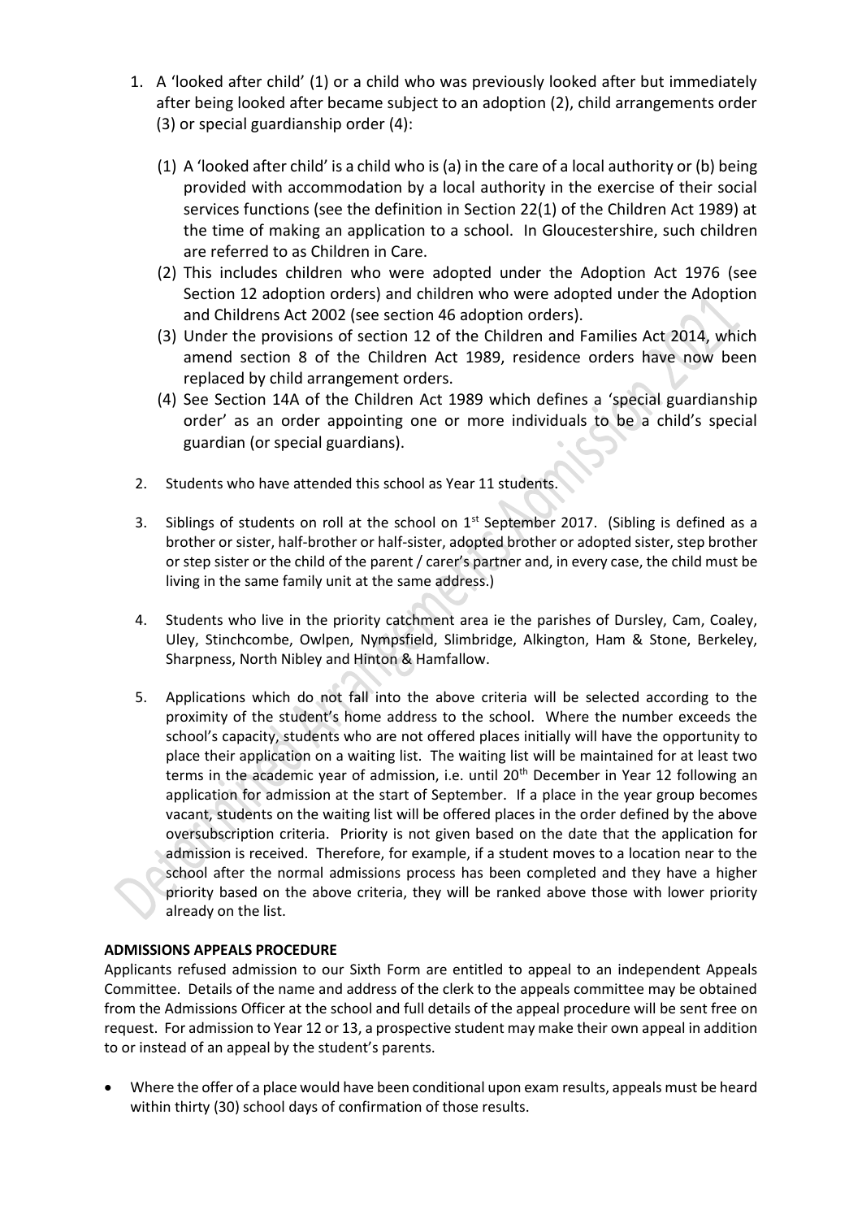1. A 'looked after child' (1) or a child who was previously looked after but immediately after being looked after became subject to an adoption (2), child arrangements order (3) or special guardianship order (4):

   (1) A 'looked after child' is a child who is (a) in the care of a local authority or (b) being provided with accommodation by a local authority in the exercise of their social services functions (see the definition in Section 22(1) of the Children Act 1989) at the time of making an application to a school. In Gloucestershire, such children are referred to as Children in Care.
   (2) This includes children who were adopted under the Adoption Act 1976 (see Section 12 adoption orders) and children who were adopted under the Adoption and Childrens Act 2002 (see section 46 adoption orders).
   (3) Under the provisions of section 12 of the Children and Families Act 2014, which amend section 8 of the Children Act 1989, residence orders have now been replaced by child arrangement orders.
   (4) See Section 14A of the Children Act 1989 which defines a 'special guardianship order' as an order appointing one or more individuals to be a child's special guardian (or special guardians).

2. Students who have attended this school as Year 11 students.

3. Siblings of students on roll at the school on 1st September 2017. (Sibling is defined as a brother or sister, half-brother or half-sister, adopted brother or adopted sister, step brother or step sister or the child of the parent / carer's partner and, in every case, the child must be living in the same family unit at the same address.)

4. Students who live in the priority catchment area ie the parishes of Dursley, Cam, Coaley, Uley, Stinchcombe, Owlpen, Nympsfield, Slimbridge, Alkington, Ham & Stone, Berkeley, Sharpness, North Nibley and Hinton & Hamfallow.

5. Applications which do not fall into the above criteria will be selected according to the proximity of the student's home address to the school. Where the number exceeds the school's capacity, students who are not offered places initially will have the opportunity to place their application on a waiting list. The waiting list will be maintained for at least two terms in the academic year of admission, i.e. until 20th December in Year 12 following an application for admission at the start of September. If a place in the year group becomes vacant, students on the waiting list will be offered places in the order defined by the above oversubscription criteria. Priority is not given based on the date that the application for admission is received. Therefore, for example, if a student moves to a location near to the school after the normal admissions process has been completed and they have a higher priority based on the above criteria, they will be ranked above those with lower priority already on the list.

**ADMISSIONS APPEALS PROCEDURE**

Applicants refused admission to our Sixth Form are entitled to appeal to an independent Appeals Committee. Details of the name and address of the clerk to the appeals committee may be obtained from the Admissions Officer at the school and full details of the appeal procedure will be sent free on request. For admission to Year 12 or 13, a prospective student may make their own appeal in addition to or instead of an appeal by the student's parents.

- Where the offer of a place would have been conditional upon exam results, appeals must be heard within thirty (30) school days of confirmation of those results.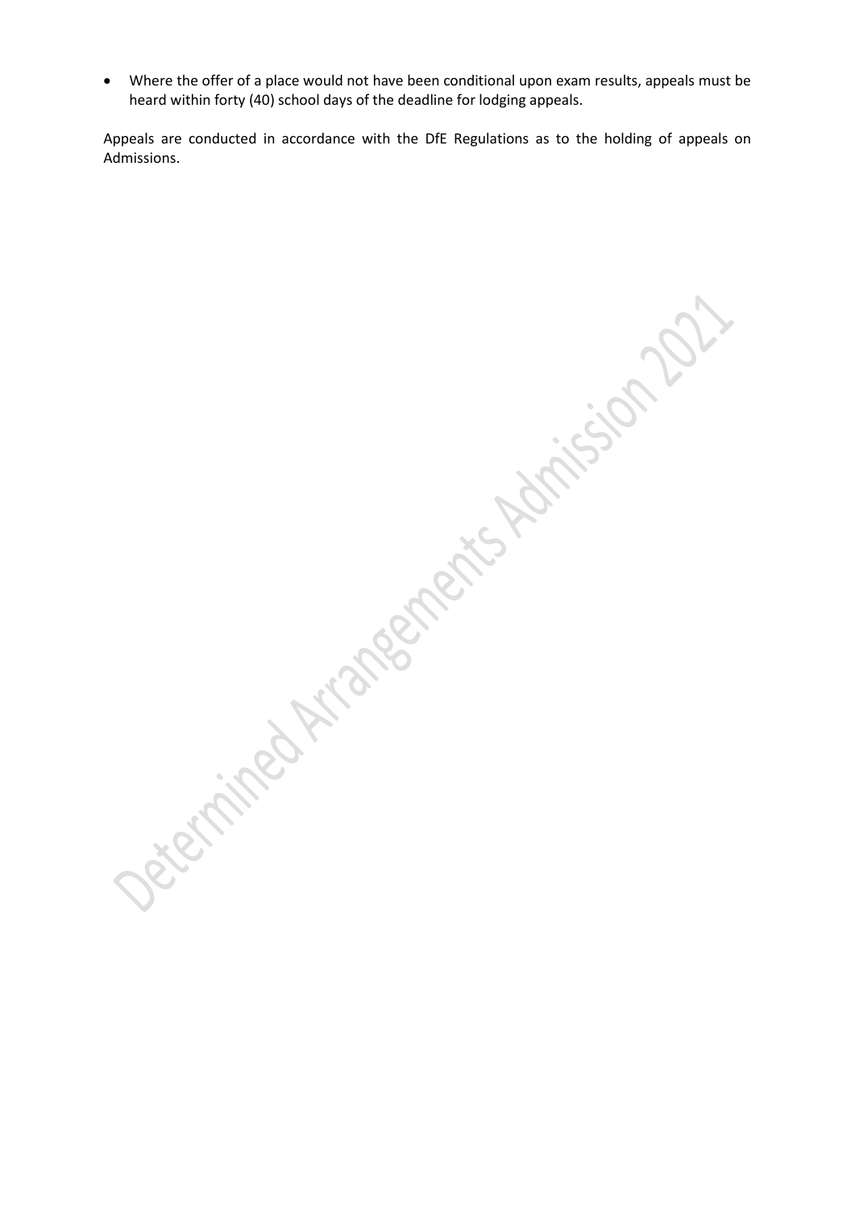- Where the offer of a place would not have been conditional upon exam results, appeals must be heard within forty (40) school days of the deadline for lodging appeals.

Appeals are conducted in accordance with the DfE Regulations as to the holding of appeals on Admissions.